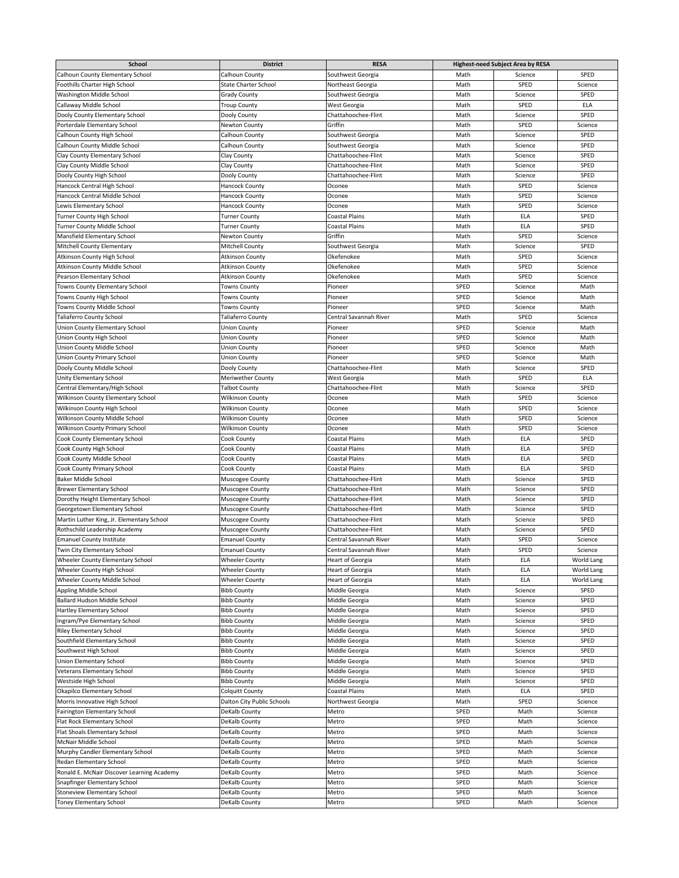| School | District | RESA | Highest-need Subject Area by RESA | | |
|---|---|---|---|---|---|
| Calhoun County Elementary School | Calhoun County | Southwest Georgia | Math | Science | SPED |
| Foothills Charter High School | State Charter School | Northeast Georgia | Math | SPED | Science |
| Washington Middle School | Grady County | Southwest Georgia | Math | Science | SPED |
| Callaway Middle School | Troup County | West Georgia | Math | SPED | ELA |
| Dooly County Elementary School | Dooly County | Chattahoochee-Flint | Math | Science | SPED |
| Porterdale Elementary School | Newton County | Griffin | Math | SPED | Science |
| Calhoun County High School | Calhoun County | Southwest Georgia | Math | Science | SPED |
| Calhoun County Middle School | Calhoun County | Southwest Georgia | Math | Science | SPED |
| Clay County Elementary School | Clay County | Chattahoochee-Flint | Math | Science | SPED |
| Clay County Middle School | Clay County | Chattahoochee-Flint | Math | Science | SPED |
| Dooly County High School | Dooly County | Chattahoochee-Flint | Math | Science | SPED |
| Hancock Central High School | Hancock County | Oconee | Math | SPED | Science |
| Hancock Central Middle School | Hancock County | Oconee | Math | SPED | Science |
| Lewis Elementary School | Hancock County | Oconee | Math | SPED | Science |
| Turner County High School | Turner County | Coastal Plains | Math | ELA | SPED |
| Turner County Middle School | Turner County | Coastal Plains | Math | ELA | SPED |
| Mansfield Elementary School | Newton County | Griffin | Math | SPED | Science |
| Mitchell County Elementary | Mitchell County | Southwest Georgia | Math | Science | SPED |
| Atkinson County High School | Atkinson County | Okefenokee | Math | SPED | Science |
| Atkinson County Middle School | Atkinson County | Okefenokee | Math | SPED | Science |
| Pearson Elementary School | Atkinson County | Okefenokee | Math | SPED | Science |
| Towns County Elementary School | Towns County | Pioneer | SPED | Science | Math |
| Towns County High School | Towns County | Pioneer | SPED | Science | Math |
| Towns County Middle School | Towns County | Pioneer | SPED | Science | Math |
| Taliaferro County School | Taliaferro County | Central Savannah River | Math | SPED | Science |
| Union County Elementary School | Union County | Pioneer | SPED | Science | Math |
| Union County High School | Union County | Pioneer | SPED | Science | Math |
| Union County Middle School | Union County | Pioneer | SPED | Science | Math |
| Union County Primary School | Union County | Pioneer | SPED | Science | Math |
| Dooly County Middle School | Dooly County | Chattahoochee-Flint | Math | Science | SPED |
| Unity Elementary School | Meriwether County | West Georgia | Math | SPED | ELA |
| Central Elementary/High School | Talbot County | Chattahoochee-Flint | Math | Science | SPED |
| Wilkinson County Elementary School | Wilkinson County | Oconee | Math | SPED | Science |
| Wilkinson County High School | Wilkinson County | Oconee | Math | SPED | Science |
| Wilkinson County Middle School | Wilkinson County | Oconee | Math | SPED | Science |
| Wilkinson County Primary School | Wilkinson County | Oconee | Math | SPED | Science |
| Cook County Elementary School | Cook County | Coastal Plains | Math | ELA | SPED |
| Cook County High School | Cook County | Coastal Plains | Math | ELA | SPED |
| Cook County Middle School | Cook County | Coastal Plains | Math | ELA | SPED |
| Cook County Primary School | Cook County | Coastal Plains | Math | ELA | SPED |
| Baker Middle School | Muscogee County | Chattahoochee-Flint | Math | Science | SPED |
| Brewer Elementary School | Muscogee County | Chattahoochee-Flint | Math | Science | SPED |
| Dorothy Height Elementary School | Muscogee County | Chattahoochee-Flint | Math | Science | SPED |
| Georgetown Elementary School | Muscogee County | Chattahoochee-Flint | Math | Science | SPED |
| Martin Luther King, Jr. Elementary School | Muscogee County | Chattahoochee-Flint | Math | Science | SPED |
| Rothschild Leadership Academy | Muscogee County | Chattahoochee-Flint | Math | Science | SPED |
| Emanuel County Institute | Emanuel County | Central Savannah River | Math | SPED | Science |
| Twin City Elementary School | Emanuel County | Central Savannah River | Math | SPED | Science |
| Wheeler County Elementary School | Wheeler County | Heart of Georgia | Math | ELA | World Lang |
| Wheeler County High School | Wheeler County | Heart of Georgia | Math | ELA | World Lang |
| Wheeler County Middle School | Wheeler County | Heart of Georgia | Math | ELA | World Lang |
| Appling Middle School | Bibb County | Middle Georgia | Math | Science | SPED |
| Ballard Hudson Middle School | Bibb County | Middle Georgia | Math | Science | SPED |
| Hartley Elementary School | Bibb County | Middle Georgia | Math | Science | SPED |
| Ingram/Pye Elementary School | Bibb County | Middle Georgia | Math | Science | SPED |
| Riley Elementary School | Bibb County | Middle Georgia | Math | Science | SPED |
| Southfield Elementary School | Bibb County | Middle Georgia | Math | Science | SPED |
| Southwest High School | Bibb County | Middle Georgia | Math | Science | SPED |
| Union Elementary School | Bibb County | Middle Georgia | Math | Science | SPED |
| Veterans Elementary School | Bibb County | Middle Georgia | Math | Science | SPED |
| Westside High School | Bibb County | Middle Georgia | Math | Science | SPED |
| Okapilco Elementary School | Colquitt County | Coastal Plains | Math | ELA | SPED |
| Morris Innovative High School | Dalton City Public Schools | Northwest Georgia | Math | SPED | Science |
| Fairington Elementary School | DeKalb County | Metro | SPED | Math | Science |
| Flat Rock Elementary School | DeKalb County | Metro | SPED | Math | Science |
| Flat Shoals Elementary School | DeKalb County | Metro | SPED | Math | Science |
| McNair Middle School | DeKalb County | Metro | SPED | Math | Science |
| Murphy Candler Elementary School | DeKalb County | Metro | SPED | Math | Science |
| Redan Elementary School | DeKalb County | Metro | SPED | Math | Science |
| Ronald E. McNair Discover Learning Academy | DeKalb County | Metro | SPED | Math | Science |
| Snapfinger Elementary School | DeKalb County | Metro | SPED | Math | Science |
| Stoneview Elementary School | DeKalb County | Metro | SPED | Math | Science |
| Toney Elementary School | DeKalb County | Metro | SPED | Math | Science |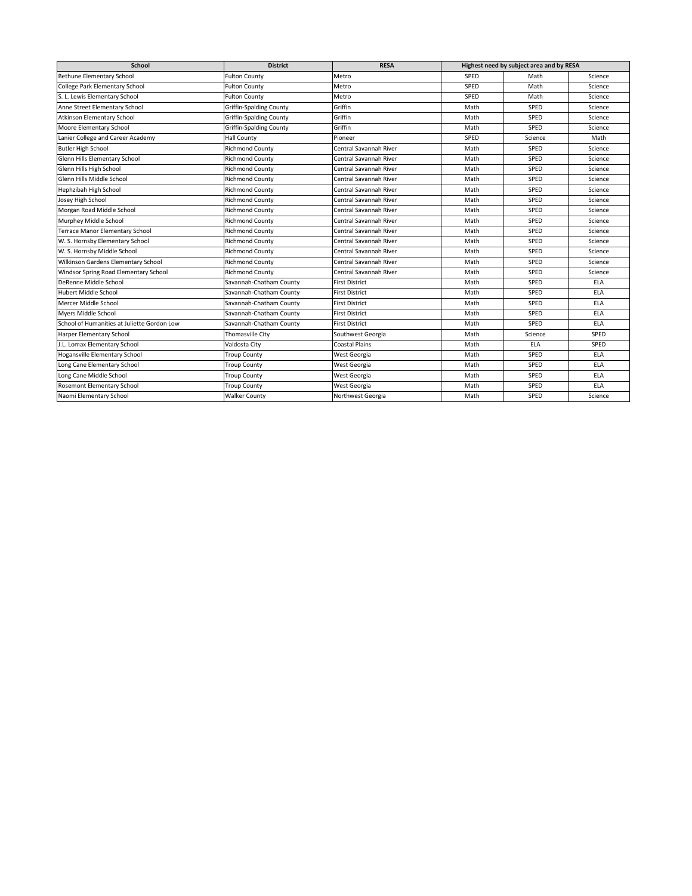| School | District | RESA | Highest need by subject area and by RESA | | |
|---|---|---|---|---|---|
| Bethune Elementary School | Fulton County | Metro | SPED | Math | Science |
| College Park Elementary School | Fulton County | Metro | SPED | Math | Science |
| S. L. Lewis Elementary School | Fulton County | Metro | SPED | Math | Science |
| Anne Street Elementary School | Griffin-Spalding County | Griffin | Math | SPED | Science |
| Atkinson Elementary School | Griffin-Spalding County | Griffin | Math | SPED | Science |
| Moore Elementary School | Griffin-Spalding County | Griffin | Math | SPED | Science |
| Lanier College and Career Academy | Hall County | Pioneer | SPED | Science | Math |
| Butler High School | Richmond County | Central Savannah River | Math | SPED | Science |
| Glenn Hills Elementary School | Richmond County | Central Savannah River | Math | SPED | Science |
| Glenn Hills High School | Richmond County | Central Savannah River | Math | SPED | Science |
| Glenn Hills Middle School | Richmond County | Central Savannah River | Math | SPED | Science |
| Hephzibah High School | Richmond County | Central Savannah River | Math | SPED | Science |
| Josey High School | Richmond County | Central Savannah River | Math | SPED | Science |
| Morgan Road Middle School | Richmond County | Central Savannah River | Math | SPED | Science |
| Murphey Middle School | Richmond County | Central Savannah River | Math | SPED | Science |
| Terrace Manor Elementary School | Richmond County | Central Savannah River | Math | SPED | Science |
| W. S. Hornsby Elementary School | Richmond County | Central Savannah River | Math | SPED | Science |
| W. S. Hornsby Middle School | Richmond County | Central Savannah River | Math | SPED | Science |
| Wilkinson Gardens Elementary School | Richmond County | Central Savannah River | Math | SPED | Science |
| Windsor Spring Road Elementary School | Richmond County | Central Savannah River | Math | SPED | Science |
| DeRenne Middle School | Savannah-Chatham County | First District | Math | SPED | ELA |
| Hubert Middle School | Savannah-Chatham County | First District | Math | SPED | ELA |
| Mercer Middle School | Savannah-Chatham County | First District | Math | SPED | ELA |
| Myers Middle School | Savannah-Chatham County | First District | Math | SPED | ELA |
| School of Humanities at Juliette Gordon Low | Savannah-Chatham County | First District | Math | SPED | ELA |
| Harper Elementary School | Thomasville City | Southwest Georgia | Math | Science | SPED |
| J.L. Lomax Elementary School | Valdosta City | Coastal Plains | Math | ELA | SPED |
| Hogansville Elementary School | Troup County | West Georgia | Math | SPED | ELA |
| Long Cane Elementary School | Troup County | West Georgia | Math | SPED | ELA |
| Long Cane Middle School | Troup County | West Georgia | Math | SPED | ELA |
| Rosemont Elementary School | Troup County | West Georgia | Math | SPED | ELA |
| Naomi Elementary School | Walker County | Northwest Georgia | Math | SPED | Science |